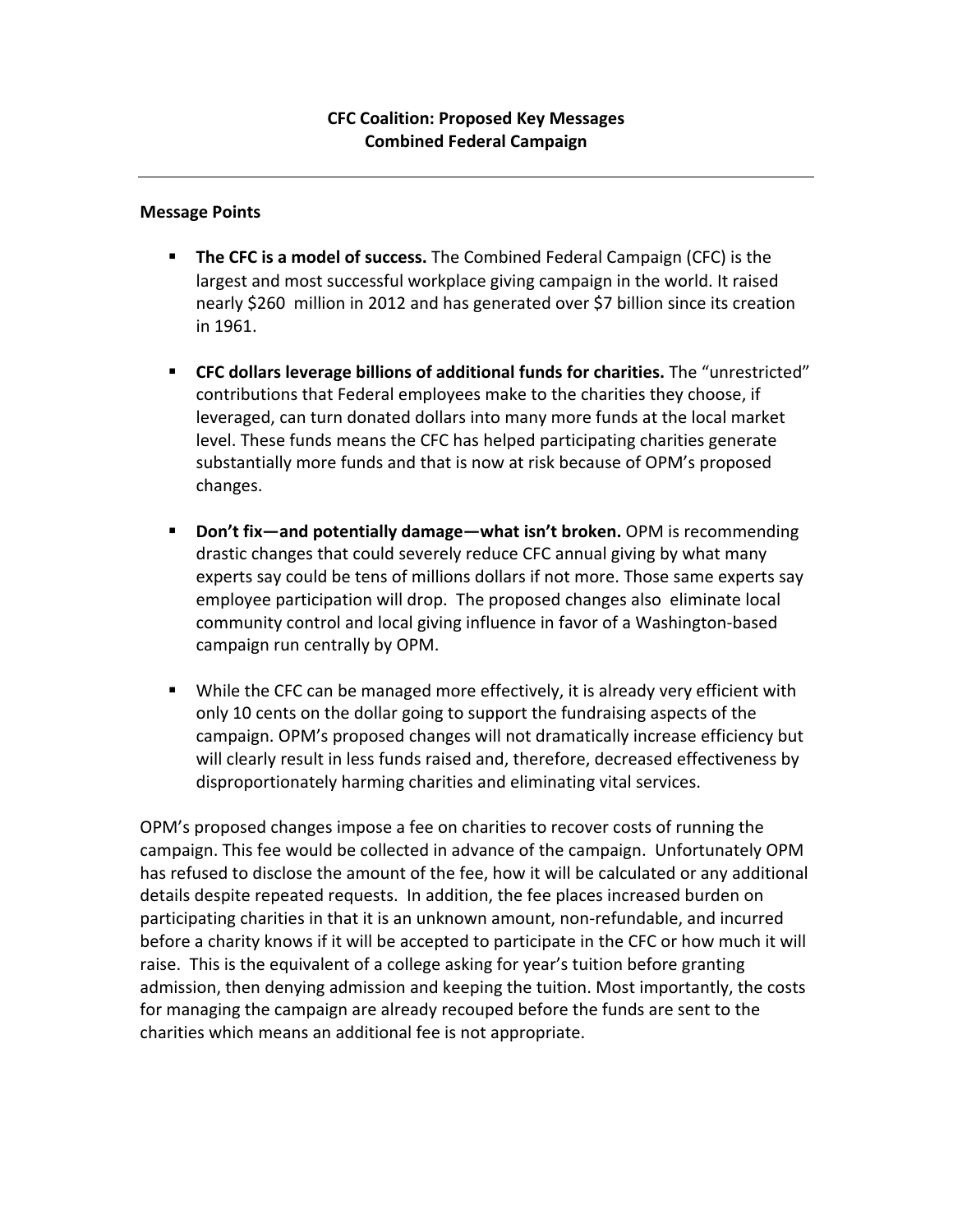**CFC Coalition: Proposed Key Messages**
**Combined Federal Campaign**

---

**Message Points**

- **The CFC is a model of success.** The Combined Federal Campaign (CFC) is the largest and most successful workplace giving campaign in the world. It raised nearly $260 million in 2012 and has generated over $7 billion since its creation in 1961.

- **CFC dollars leverage billions of additional funds for charities.** The "unrestricted" contributions that Federal employees make to the charities they choose, if leveraged, can turn donated dollars into many more funds at the local market level. These funds means the CFC has helped participating charities generate substantially more funds and that is now at risk because of OPM's proposed changes.

- **Don't fix—and potentially damage—what isn't broken.** OPM is recommending drastic changes that could severely reduce CFC annual giving by what many experts say could be tens of millions dollars if not more. Those same experts say employee participation will drop. The proposed changes also eliminate local community control and local giving influence in favor of a Washington-based campaign run centrally by OPM.

- While the CFC can be managed more effectively, it is already very efficient with only 10 cents on the dollar going to support the fundraising aspects of the campaign. OPM's proposed changes will not dramatically increase efficiency but will clearly result in less funds raised and, therefore, decreased effectiveness by disproportionately harming charities and eliminating vital services.

OPM's proposed changes impose a fee on charities to recover costs of running the campaign. This fee would be collected in advance of the campaign. Unfortunately OPM has refused to disclose the amount of the fee, how it will be calculated or any additional details despite repeated requests. In addition, the fee places increased burden on participating charities in that it is an unknown amount, non-refundable, and incurred before a charity knows if it will be accepted to participate in the CFC or how much it will raise. This is the equivalent of a college asking for year's tuition before granting admission, then denying admission and keeping the tuition. Most importantly, the costs for managing the campaign are already recouped before the funds are sent to the charities which means an additional fee is not appropriate.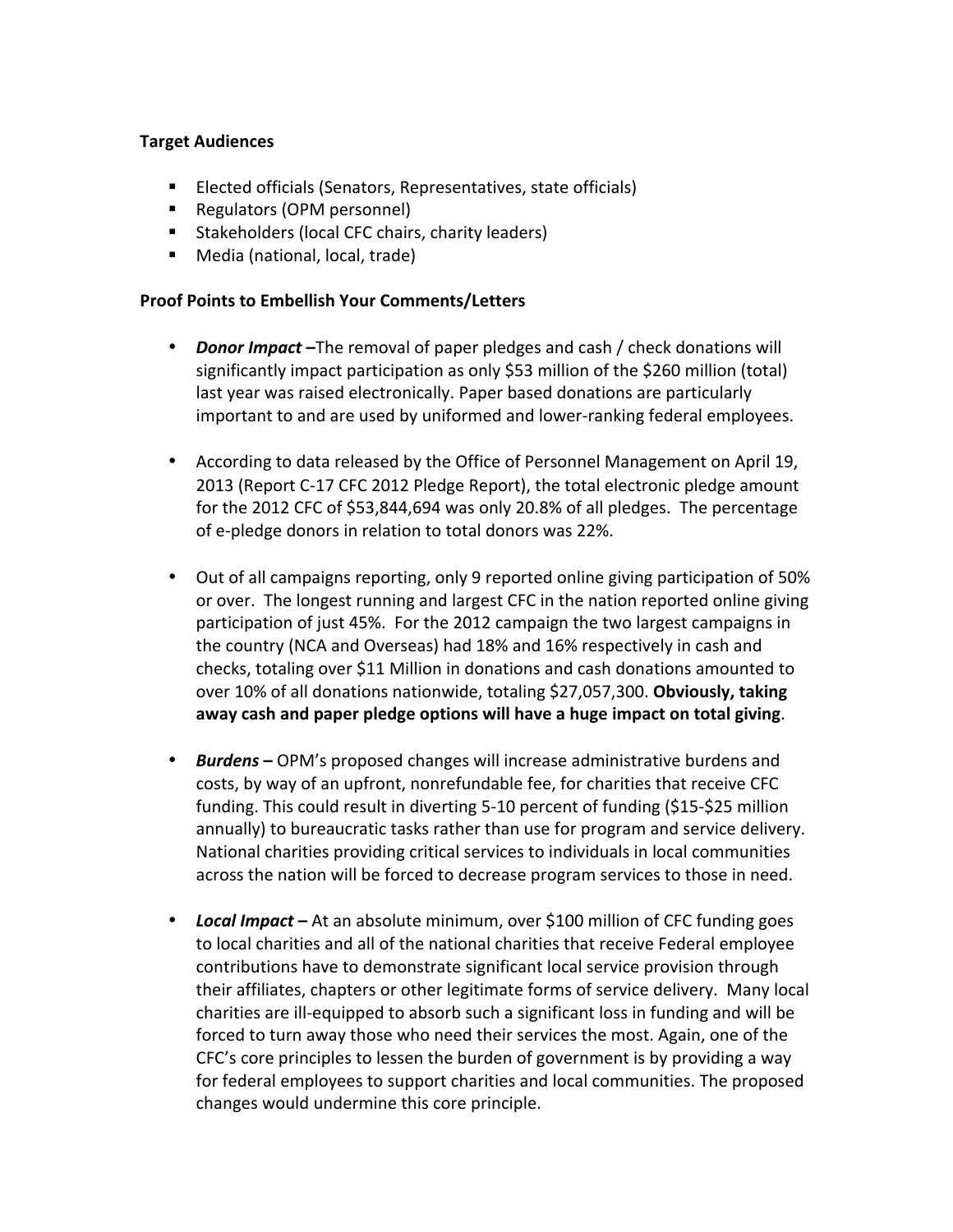**Target Audiences**

- Elected officials (Senators, Representatives, state officials)
- Regulators (OPM personnel)
- Stakeholders (local CFC chairs, charity leaders)
- Media (national, local, trade)

**Proof Points to Embellish Your Comments/Letters**

- ***Donor Impact*** **–**The removal of paper pledges and cash / check donations will significantly impact participation as only $53 million of the $260 million (total) last year was raised electronically. Paper based donations are particularly important to and are used by uniformed and lower-ranking federal employees.

- According to data released by the Office of Personnel Management on April 19, 2013 (Report C-17 CFC 2012 Pledge Report), the total electronic pledge amount for the 2012 CFC of $53,844,694 was only 20.8% of all pledges. The percentage of e-pledge donors in relation to total donors was 22%.

- Out of all campaigns reporting, only 9 reported online giving participation of 50% or over. The longest running and largest CFC in the nation reported online giving participation of just 45%. For the 2012 campaign the two largest campaigns in the country (NCA and Overseas) had 18% and 16% respectively in cash and checks, totaling over $11 Million in donations and cash donations amounted to over 10% of all donations nationwide, totaling $27,057,300. **Obviously, taking away cash and paper pledge options will have a huge impact on total giving**.

- ***Burdens*** **–** OPM's proposed changes will increase administrative burdens and costs, by way of an upfront, nonrefundable fee, for charities that receive CFC funding. This could result in diverting 5-10 percent of funding ($15-$25 million annually) to bureaucratic tasks rather than use for program and service delivery. National charities providing critical services to individuals in local communities across the nation will be forced to decrease program services to those in need.

- ***Local Impact*** **–** At an absolute minimum, over $100 million of CFC funding goes to local charities and all of the national charities that receive Federal employee contributions have to demonstrate significant local service provision through their affiliates, chapters or other legitimate forms of service delivery. Many local charities are ill-equipped to absorb such a significant loss in funding and will be forced to turn away those who need their services the most. Again, one of the CFC's core principles to lessen the burden of government is by providing a way for federal employees to support charities and local communities. The proposed changes would undermine this core principle.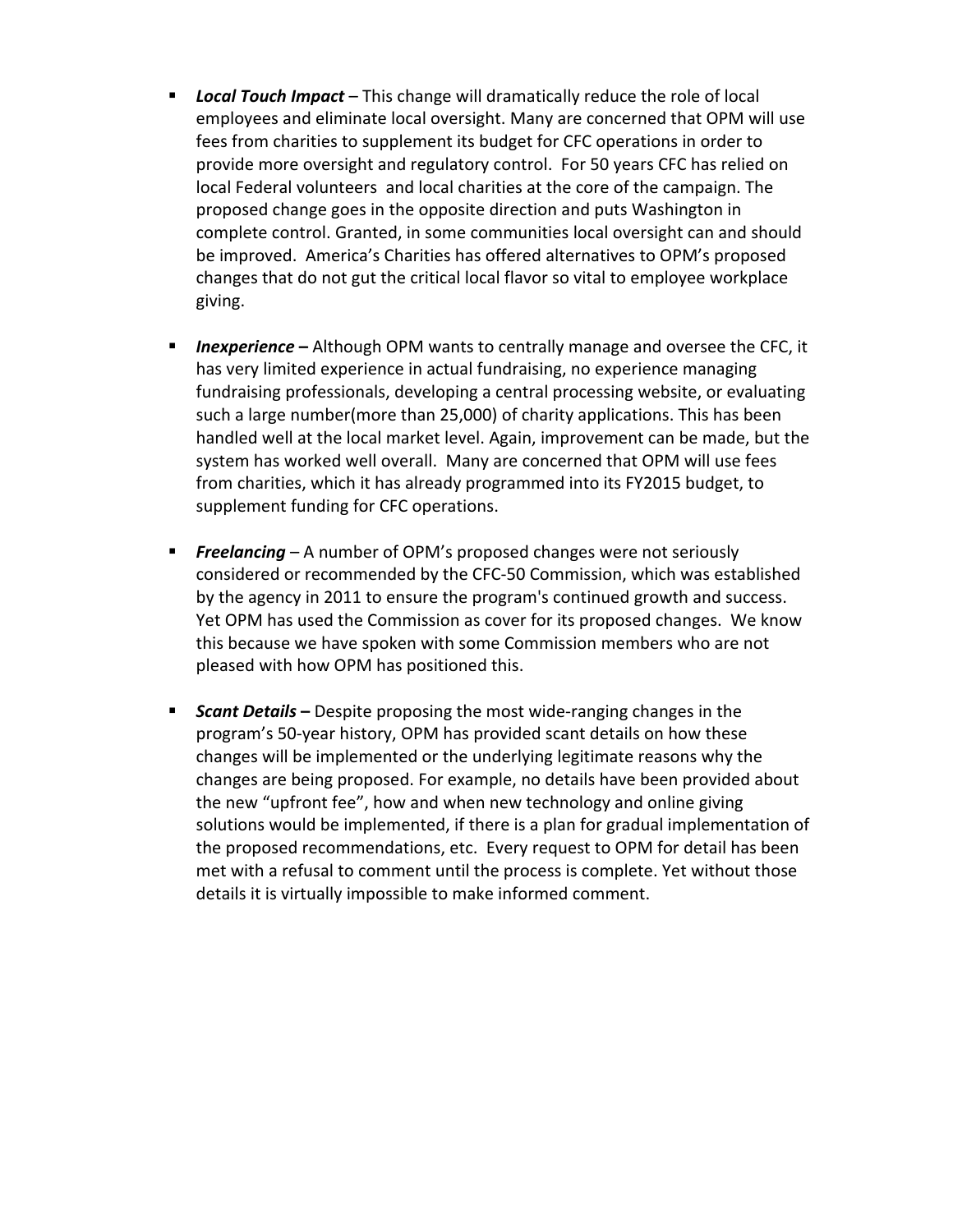- ***Local Touch Impact*** – This change will dramatically reduce the role of local employees and eliminate local oversight. Many are concerned that OPM will use fees from charities to supplement its budget for CFC operations in order to provide more oversight and regulatory control. For 50 years CFC has relied on local Federal volunteers and local charities at the core of the campaign. The proposed change goes in the opposite direction and puts Washington in complete control. Granted, in some communities local oversight can and should be improved. America's Charities has offered alternatives to OPM's proposed changes that do not gut the critical local flavor so vital to employee workplace giving.

- ***Inexperience –*** Although OPM wants to centrally manage and oversee the CFC, it has very limited experience in actual fundraising, no experience managing fundraising professionals, developing a central processing website, or evaluating such a large number(more than 25,000) of charity applications. This has been handled well at the local market level. Again, improvement can be made, but the system has worked well overall. Many are concerned that OPM will use fees from charities, which it has already programmed into its FY2015 budget, to supplement funding for CFC operations.

- ***Freelancing*** – A number of OPM's proposed changes were not seriously considered or recommended by the CFC-50 Commission, which was established by the agency in 2011 to ensure the program's continued growth and success. Yet OPM has used the Commission as cover for its proposed changes. We know this because we have spoken with some Commission members who are not pleased with how OPM has positioned this.

- ***Scant Details –*** Despite proposing the most wide-ranging changes in the program's 50-year history, OPM has provided scant details on how these changes will be implemented or the underlying legitimate reasons why the changes are being proposed. For example, no details have been provided about the new "upfront fee", how and when new technology and online giving solutions would be implemented, if there is a plan for gradual implementation of the proposed recommendations, etc. Every request to OPM for detail has been met with a refusal to comment until the process is complete. Yet without those details it is virtually impossible to make informed comment.